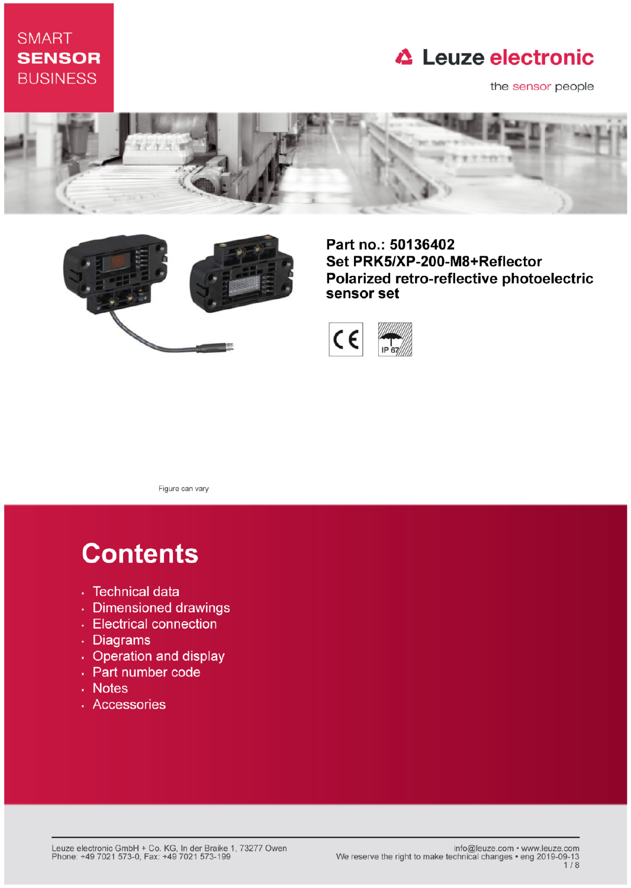SMART
**SENSOR**
BUSINESS

**Leuze electronic**

the sensor people

# Part no.: 50136402
# Set PRK5/XP-200-M8+Reflector
# Polarized retro-reflective photoelectric sensor set

IP 67

Figure can vary

## Contents

- Technical data
- Dimensioned drawings
- Electrical connection
- Diagrams
- Operation and display
- Part number code
- Notes
- Accessories

Leuze electronic GmbH + Co. KG, In der Braike 1, 73277 Owen
Phone: +49 7021 573-0, Fax: +49 7021 573-199

info@leuze.com • www.leuze.com
We reserve the right to make technical changes • eng 2019-09-13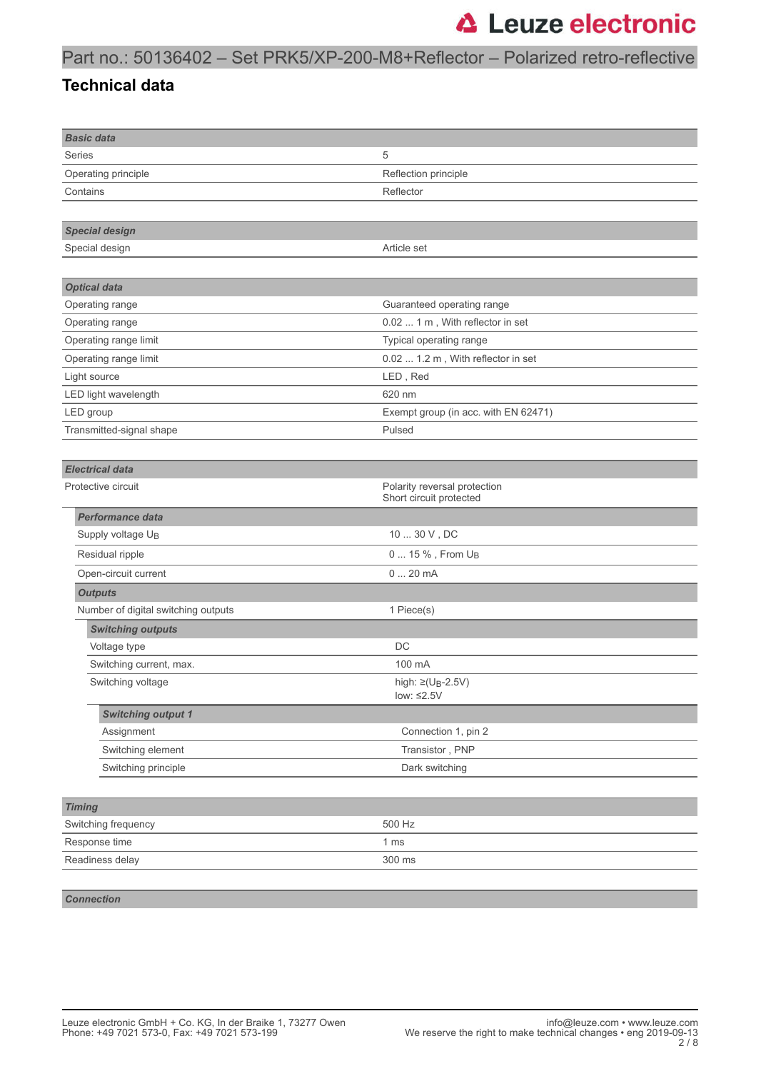# Part no.: 50136402 – Set PRK5/XP-200-M8+Reflector – Polarized retro-reflective

## Technical data

| **Basic data** | |
|---|---|
| Series | 5 |
| Operating principle | Reflection principle |
| Contains | Reflector |

| **Special design** | |
|---|---|
| Special design | Article set |

| **Optical data** | |
|---|---|
| Operating range | Guaranteed operating range |
| Operating range | 0.02 ... 1 m , With reflector in set |
| Operating range limit | Typical operating range |
| Operating range limit | 0.02 ... 1.2 m , With reflector in set |
| Light source | LED , Red |
| LED light wavelength | 620 nm |
| LED group | Exempt group (in acc. with EN 62471) |
| Transmitted-signal shape | Pulsed |

| **Electrical data** | |
|---|---|
| Protective circuit | Polarity reversal protection<br>Short circuit protected |
| ***Performance data*** | |
| Supply voltage $U_B$ | 10 ... 30 V , DC |
| Residual ripple | 0 ... 15 % , From $U_B$ |
| Open-circuit current | 0 ... 20 mA |
| ***Outputs*** | |
| Number of digital switching outputs | 1 Piece(s) |
| ***Switching outputs*** | |
| Voltage type | DC |
| Switching current, max. | 100 mA |
| Switching voltage | high: ≥($U_B$-2.5V)<br>low: ≤2.5V |
| ***Switching output 1*** | |
| Assignment | Connection 1, pin 2 |
| Switching element | Transistor , PNP |
| Switching principle | Dark switching |

| **Timing** | |
|---|---|
| Switching frequency | 500 Hz |
| Response time | 1 ms |
| Readiness delay | 300 ms |

| **Connection** | |
|---|---|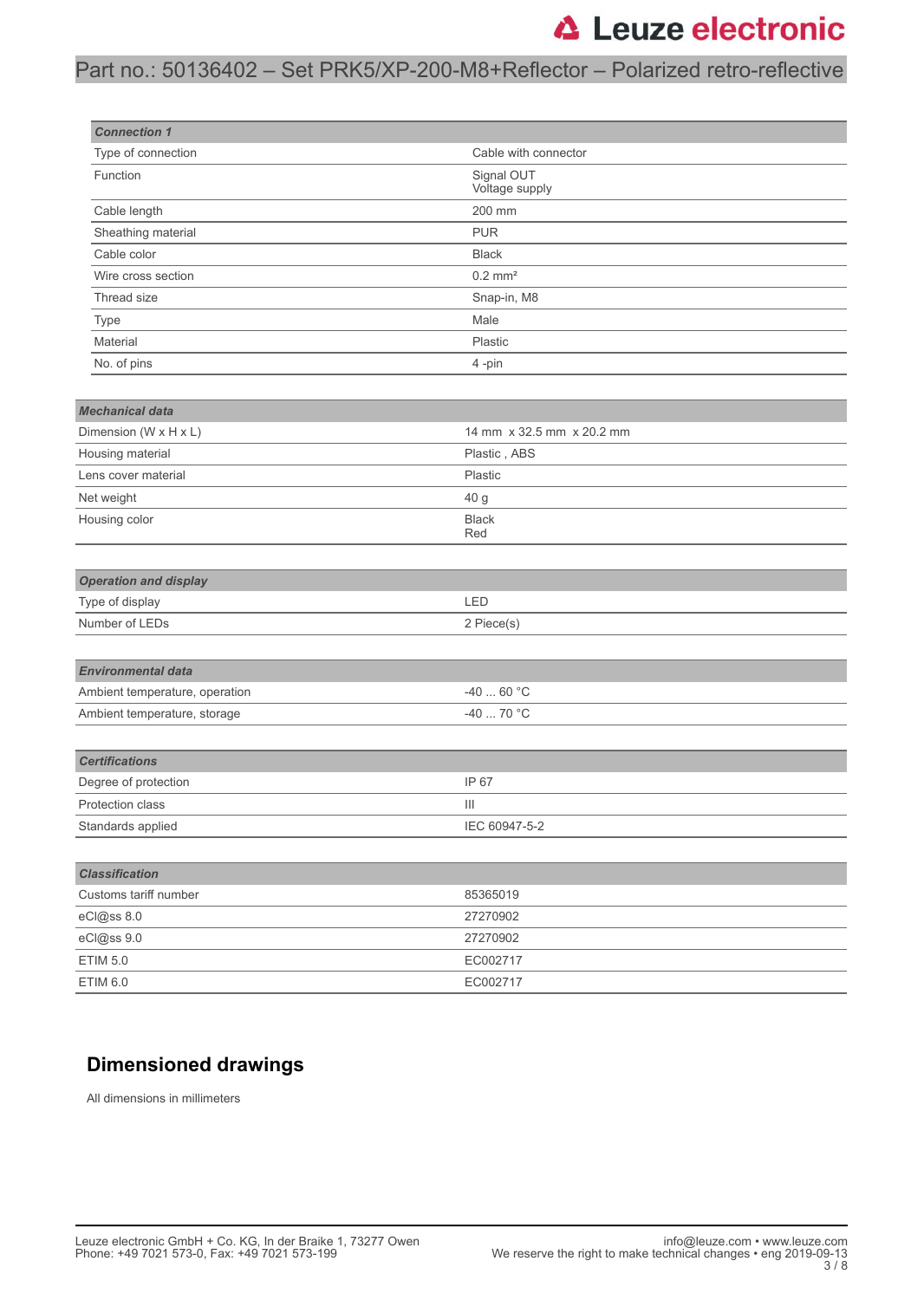| Connection 1 | |
|---|---|
| Type of connection | Cable with connector |
| Function | Signal OUT<br>Voltage supply |
| Cable length | 200 mm |
| Sheathing material | PUR |
| Cable color | Black |
| Wire cross section | 0.2 mm² |
| Thread size | Snap-in, M8 |
| Type | Male |
| Material | Plastic |
| No. of pins | 4 -pin |

| Mechanical data | |
|---|---|
| Dimension (W x H x L) | 14 mm x 32.5 mm x 20.2 mm |
| Housing material | Plastic , ABS |
| Lens cover material | Plastic |
| Net weight | 40 g |
| Housing color | Black<br>Red |

| Operation and display | |
|---|---|
| Type of display | LED |
| Number of LEDs | 2 Piece(s) |

| Environmental data | |
|---|---|
| Ambient temperature, operation | -40 ... 60 °C |
| Ambient temperature, storage | -40 ... 70 °C |

| Certifications | |
|---|---|
| Degree of protection | IP 67 |
| Protection class | III |
| Standards applied | IEC 60947-5-2 |

| Classification | |
|---|---|
| Customs tariff number | 85365019 |
| eCl@ss 8.0 | 27270902 |
| eCl@ss 9.0 | 27270902 |
| ETIM 5.0 | EC002717 |
| ETIM 6.0 | EC002717 |

## Dimensioned drawings

All dimensions in millimeters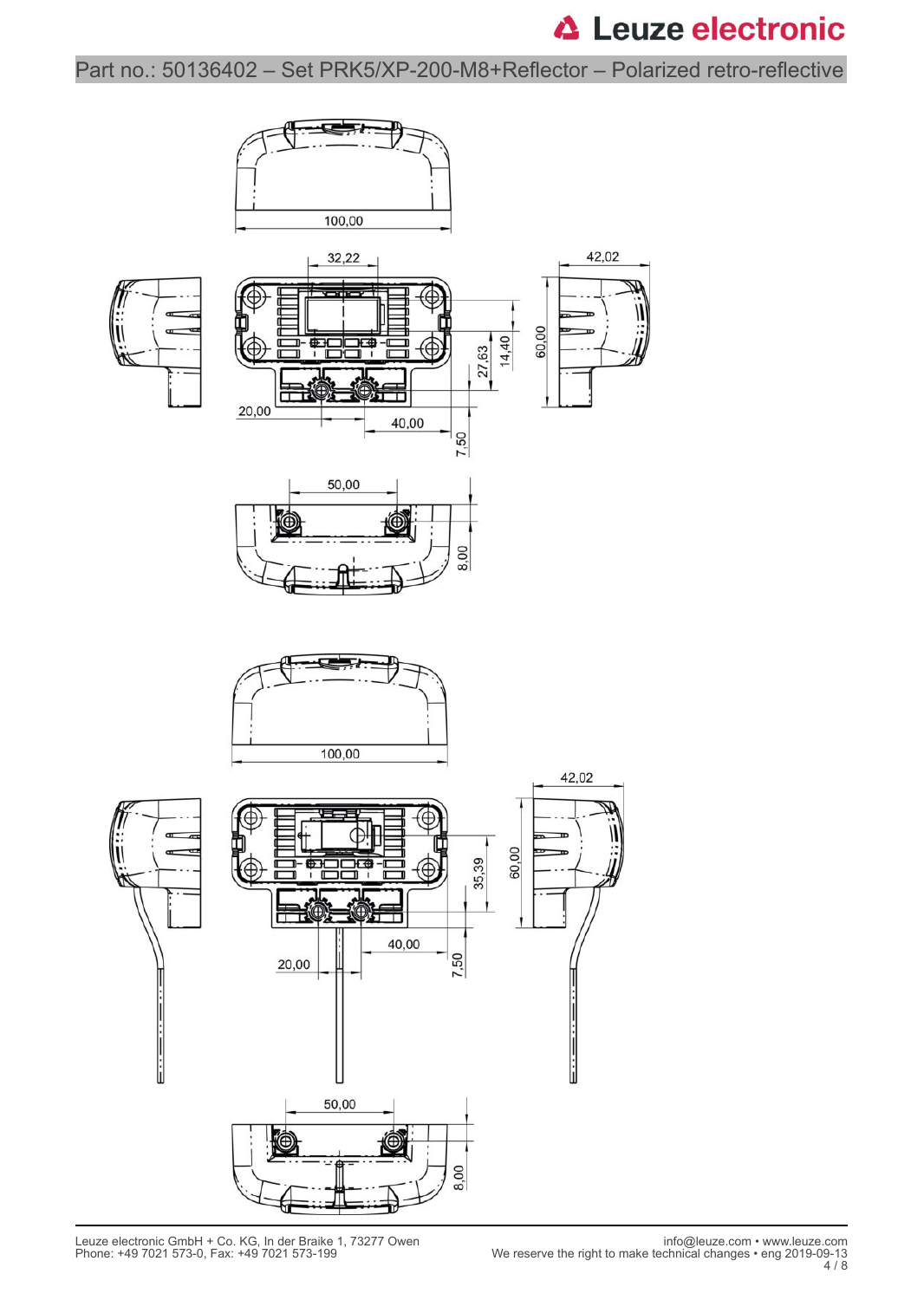Part no.: 50136402 – Set PRK5/XP-200-M8+Reflector – Polarized retro-reflective

100,00

32,22

42,02

27,63

14,40

60,00

20,00

40,00

7,50

50,00

8,00

100,00

42,02

35,39

60,00

40,00

20,00

7,50

50,00

8,00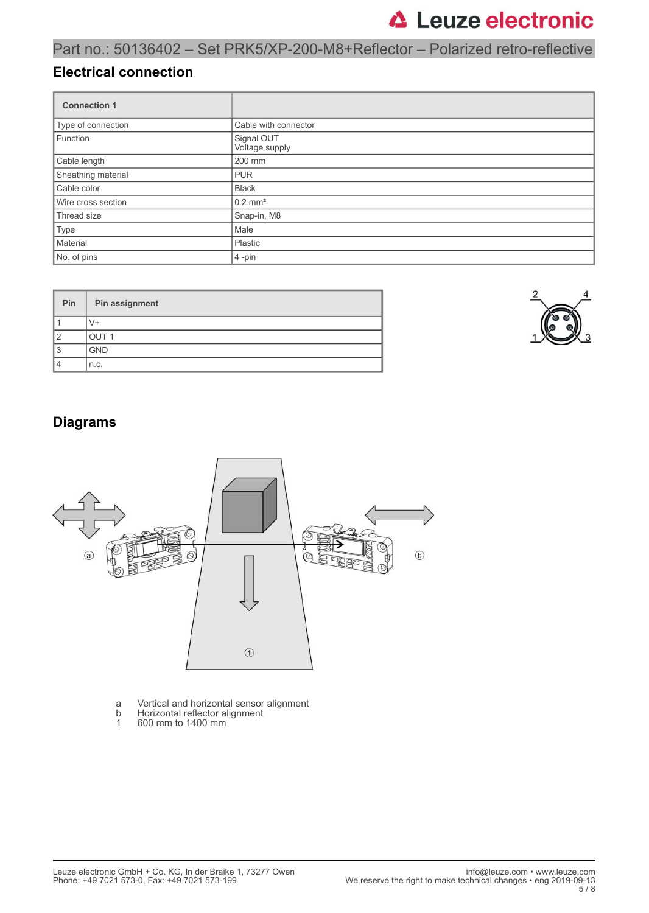Part no.: 50136402 – Set PRK5/XP-200-M8+Reflector – Polarized retro-reflective

## Electrical connection

| Connection 1 | |
|---|---|
| Type of connection | Cable with connector |
| Function | Signal OUT<br>Voltage supply |
| Cable length | 200 mm |
| Sheathing material | PUR |
| Cable color | Black |
| Wire cross section | 0.2 mm² |
| Thread size | Snap-in, M8 |
| Type | Male |
| Material | Plastic |
| No. of pins | 4 -pin |

| Pin | Pin assignment |
|---|---|
| 1 | V+ |
| 2 | OUT 1 |
| 3 | GND |
| 4 | n.c. |

## Diagrams

a Vertical and horizontal sensor alignment
b Horizontal reflector alignment
1 600 mm to 1400 mm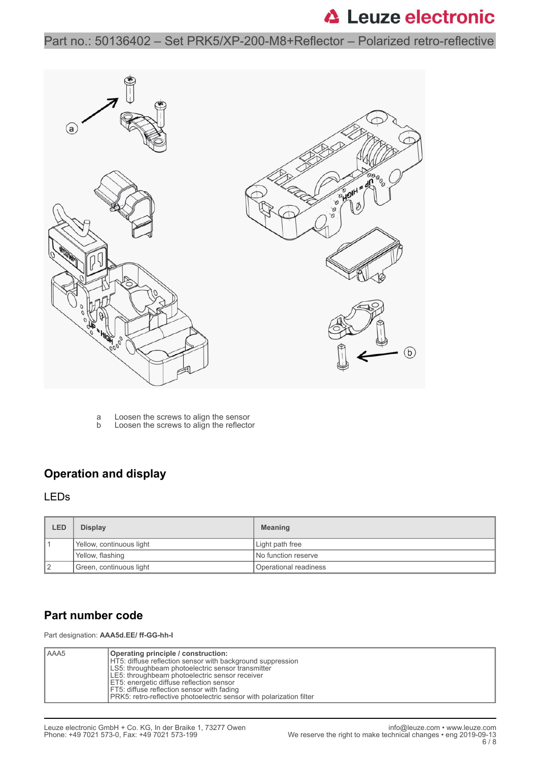a Loosen the screws to align the sensor
b Loosen the screws to align the reflector

## Operation and display

### LEDs

| LED | Display | Meaning |
|---|---|---|
| 1 | Yellow, continuous light | Light path free |
| | Yellow, flashing | No function reserve |
| 2 | Green, continuous light | Operational readiness |

## Part number code

Part designation: **AAA5d.EE/ ff-GG-hh-I**

| | |
|---|---|
| AAA5 | **Operating principle / construction:**<br>HT5: diffuse reflection sensor with background suppression<br>LS5: throughbeam photoelectric sensor transmitter<br>LE5: throughbeam photoelectric sensor receiver<br>ET5: energetic diffuse reflection sensor<br>FT5: diffuse reflection sensor with fading<br>PRK5: retro-reflective photoelectric sensor with polarization filter |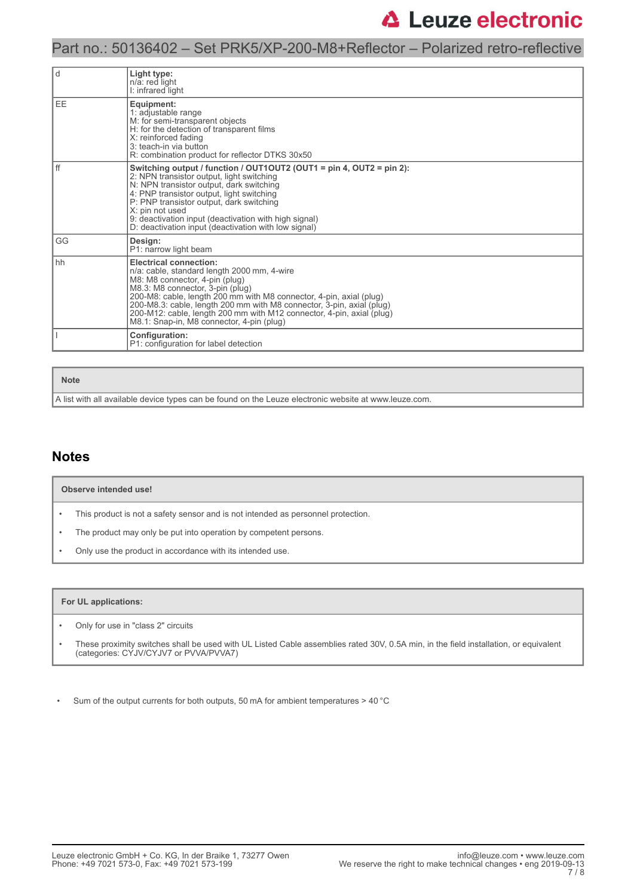| | |
|---|---|
| d | **Light type:**<br>n/a: red light<br>I: infrared light |
| EE | **Equipment:**<br>1: adjustable range<br>M: for semi-transparent objects<br>H: for the detection of transparent films<br>X: reinforced fading<br>3: teach-in via button<br>R: combination product for reflector DTKS 30x50 |
| ff | **Switching output / function / OUT1OUT2 (OUT1 = pin 4, OUT2 = pin 2):**<br>2: NPN transistor output, light switching<br>N: NPN transistor output, dark switching<br>4: PNP transistor output, light switching<br>P: PNP transistor output, dark switching<br>X: pin not used<br>9: deactivation input (deactivation with high signal)<br>D: deactivation input (deactivation with low signal) |
| GG | **Design:**<br>P1: narrow light beam |
| hh | **Electrical connection:**<br>n/a: cable, standard length 2000 mm, 4-wire<br>M8: M8 connector, 4-pin (plug)<br>M8.3: M8 connector, 3-pin (plug)<br>200-M8: cable, length 200 mm with M8 connector, 4-pin, axial (plug)<br>200-M8.3: cable, length 200 mm with M8 connector, 3-pin, axial (plug)<br>200-M12: cable, length 200 mm with M12 connector, 4-pin, axial (plug)<br>M8.1: Snap-in, M8 connector, 4-pin (plug) |
| I | **Configuration:**<br>P1: configuration for label detection |

| Note |
|---|
| A list with all available device types can be found on the Leuze electronic website at www.leuze.com. |

## Notes

| Observe intended use! |
|---|
| • This product is not a safety sensor and is not intended as personnel protection.<br>• The product may only be put into operation by competent persons.<br>• Only use the product in accordance with its intended use. |

| For UL applications: |
|---|
| • Only for use in "class 2" circuits<br>• These proximity switches shall be used with UL Listed Cable assemblies rated 30V, 0.5A min, in the field installation, or equivalent (categories: CYJV/CYJV7 or PVVA/PVVA7) |

- Sum of the output currents for both outputs, 50 mA for ambient temperatures > 40 °C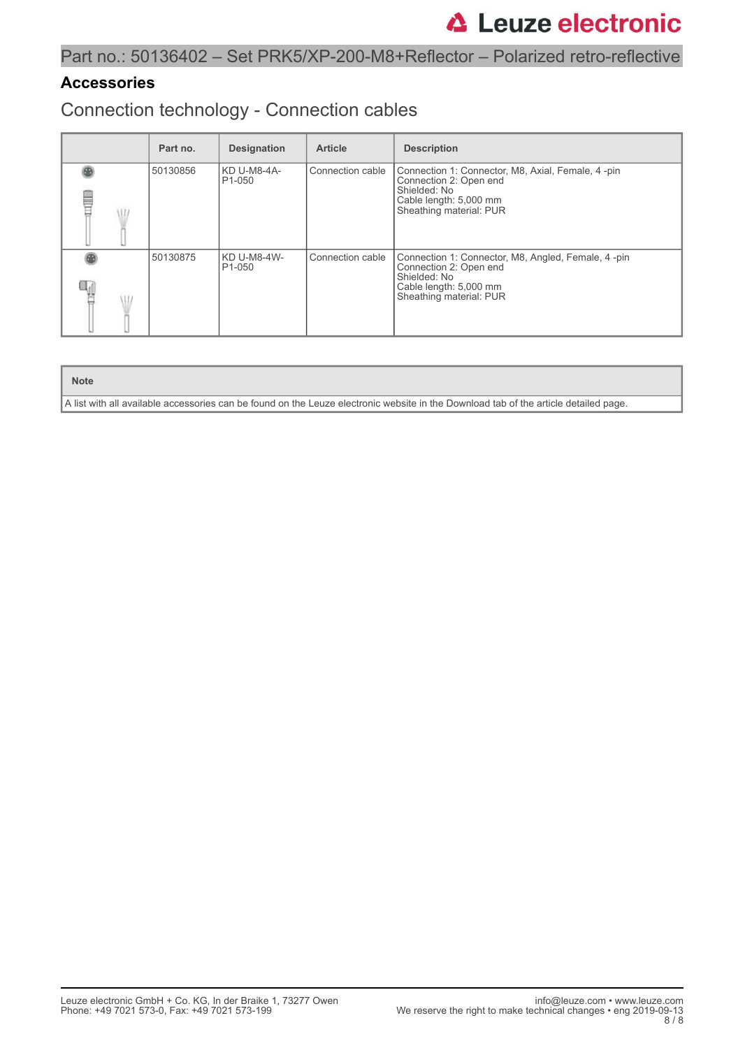# Accessories

## Connection technology - Connection cables

| | Part no. | Designation | Article | Description |
|---|---|---|---|---|
| | 50130856 | KD U-M8-4A-P1-050 | Connection cable | Connection 1: Connector, M8, Axial, Female, 4 -pin<br>Connection 2: Open end<br>Shielded: No<br>Cable length: 5,000 mm<br>Sheathing material: PUR |
| | 50130875 | KD U-M8-4W-P1-050 | Connection cable | Connection 1: Connector, M8, Angled, Female, 4 -pin<br>Connection 2: Open end<br>Shielded: No<br>Cable length: 5,000 mm<br>Sheathing material: PUR |

| Note |
|---|
| A list with all available accessories can be found on the Leuze electronic website in the Download tab of the article detailed page. |